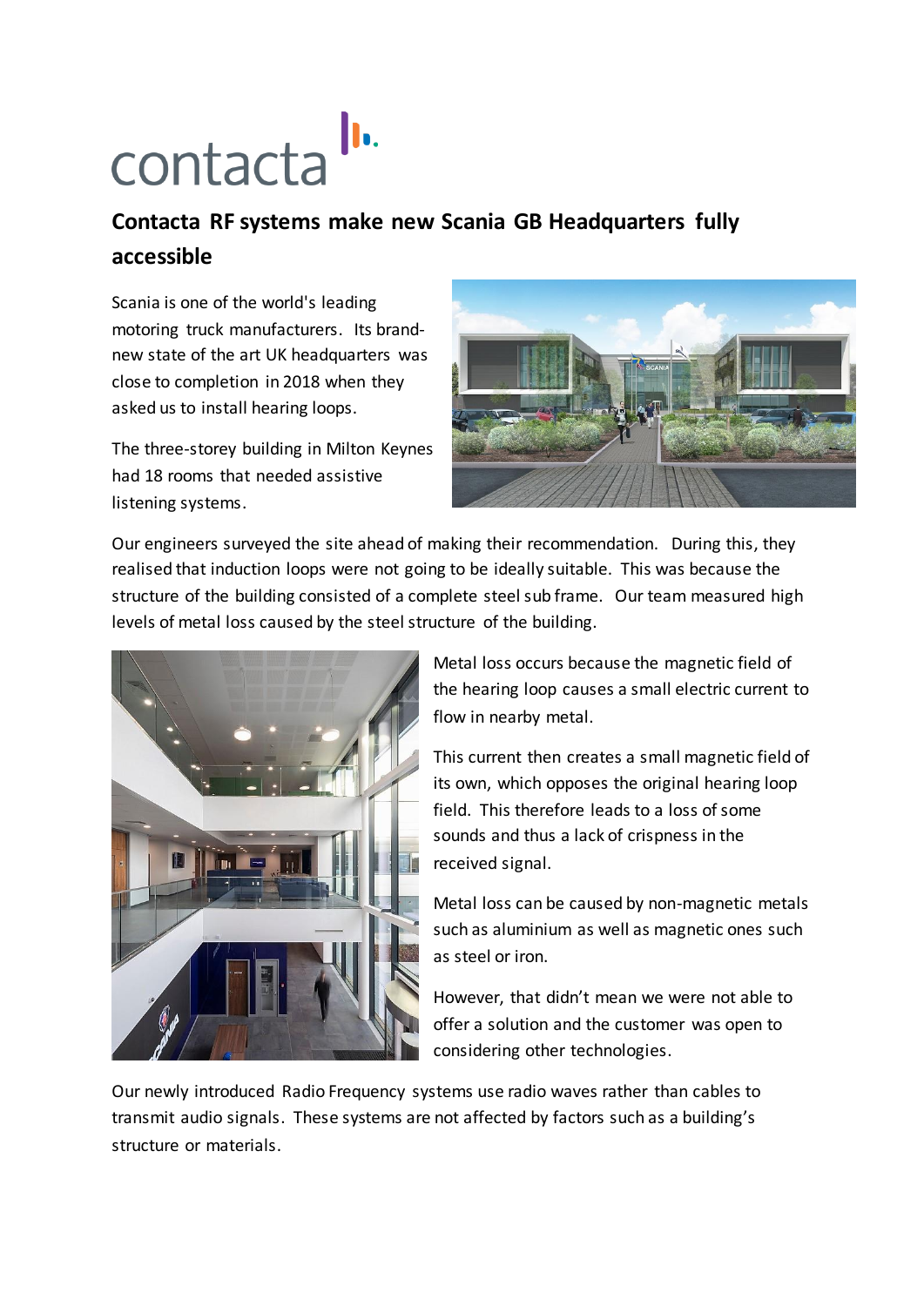contacta

# Contacta RF systems make new Scania GB Headquarters fully accessible

Scania is one of the world's leading motoring truck manufacturers. Its brand-new state of the art UK headquarters was close to completion in 2018 when they asked us to install hearing loops.

The three-storey building in Milton Keynes had 18 rooms that needed assistive listening systems.

Our engineers surveyed the site ahead of making their recommendation. During this, they realised that induction loops were not going to be ideally suitable. This was because the structure of the building consisted of a complete steel sub frame. Our team measured high levels of metal loss caused by the steel structure of the building.

Metal loss occurs because the magnetic field of the hearing loop causes a small electric current to flow in nearby metal.

This current then creates a small magnetic field of its own, which opposes the original hearing loop field. This therefore leads to a loss of some sounds and thus a lack of crispness in the received signal.

Metal loss can be caused by non-magnetic metals such as aluminium as well as magnetic ones such as steel or iron.

However, that didn't mean we were not able to offer a solution and the customer was open to considering other technologies.

Our newly introduced Radio Frequency systems use radio waves rather than cables to transmit audio signals. These systems are not affected by factors such as a building's structure or materials.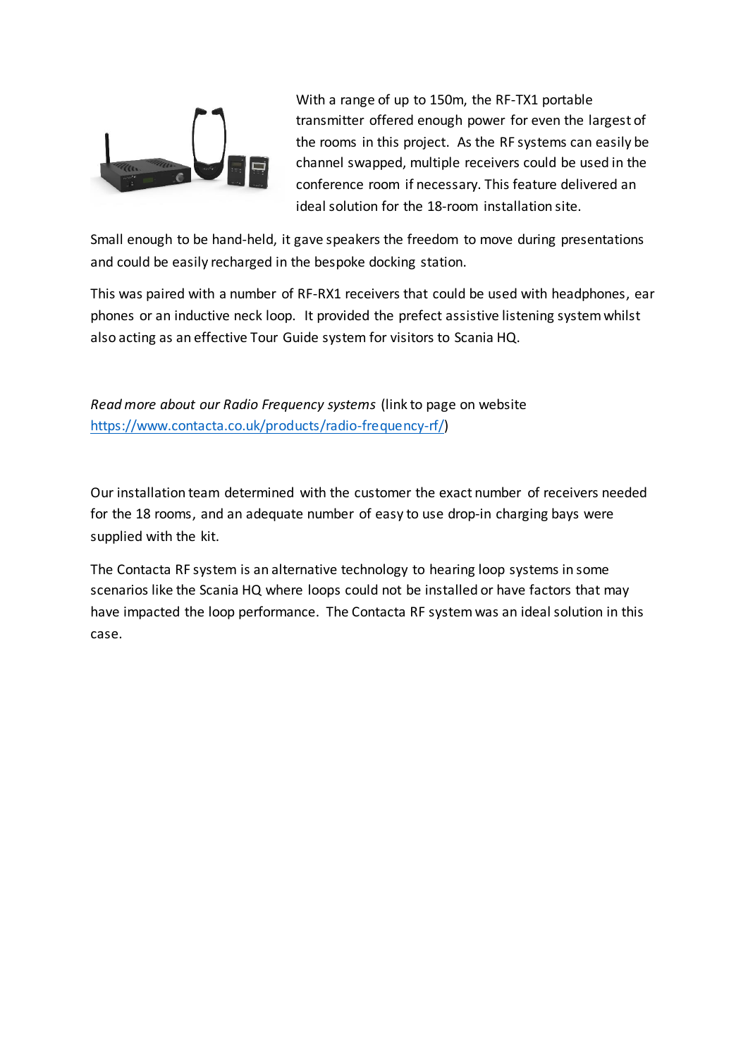With a range of up to 150m, the RF-TX1 portable transmitter offered enough power for even the largest of the rooms in this project. As the RF systems can easily be channel swapped, multiple receivers could be used in the conference room if necessary. This feature delivered an ideal solution for the 18-room installation site.

Small enough to be hand-held, it gave speakers the freedom to move during presentations and could be easily recharged in the bespoke docking station.

This was paired with a number of RF-RX1 receivers that could be used with headphones, ear phones or an inductive neck loop. It provided the prefect assistive listening system whilst also acting as an effective Tour Guide system for visitors to Scania HQ.

*Read more about our Radio Frequency systems* (link to page on website https://www.contacta.co.uk/products/radio-frequency-rf/)

Our installation team determined with the customer the exact number of receivers needed for the 18 rooms, and an adequate number of easy to use drop-in charging bays were supplied with the kit.

The Contacta RF system is an alternative technology to hearing loop systems in some scenarios like the Scania HQ where loops could not be installed or have factors that may have impacted the loop performance. The Contacta RF system was an ideal solution in this case.